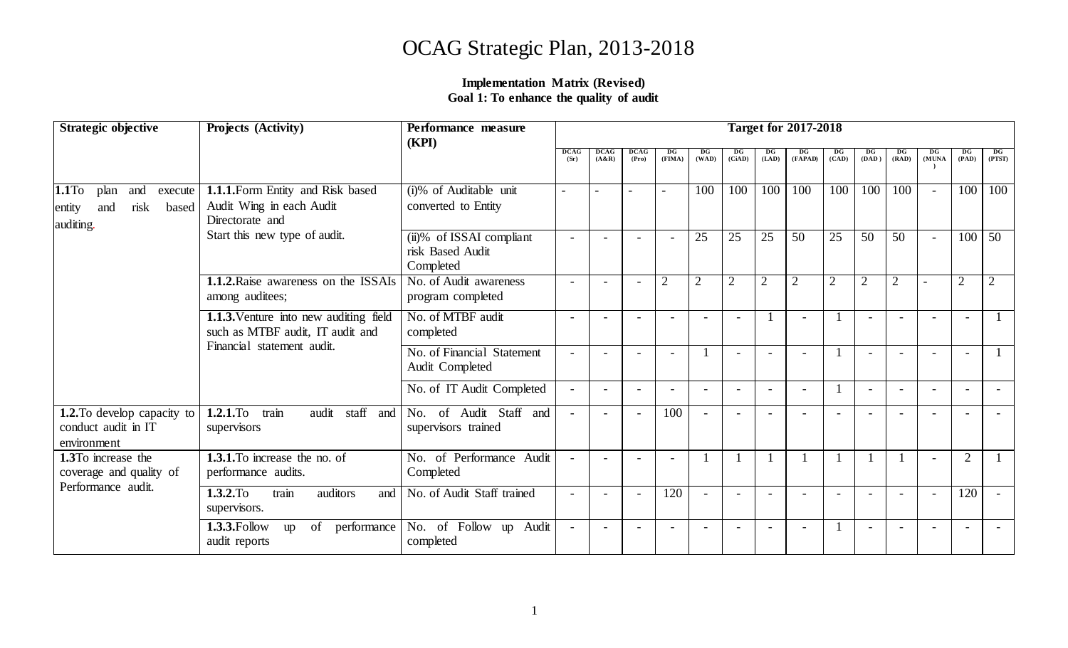# OCAG Strategic Plan, 2013-2018

**Implementation Matrix (Revised)**
**Goal 1: To enhance the quality of audit**

| Strategic objective | Projects (Activity) | Performance measure (KPI) | Target for 2017-2018 | | | | | | | | | | | | | |
|---|---|---|---|---|---|---|---|---|---|---|---|---|---|---|---|---|
| | | | DCAG (Sr) | DCAG (A&R) | DCAG (Pro) | DG (FIMA) | DG (WAD) | DG (CiAD) | DG (LAD) | DG (FAPAD) | DG (CAD) | DG (DAD) | DG (RAD) | DG (MUNA) | DG (PAD) | DG (PTST) |
| **1.1**To plan and execute entity and risk based auditing. | **1.1.1.**Form Entity and Risk based Audit Wing in each Audit Directorate and Start this new type of audit. | (i)% of Auditable unit converted to Entity | - | - | - | - | 100 | 100 | 100 | 100 | 100 | 100 | 100 | - | 100 | 100 |
| | | (ii)% of ISSAI compliant risk Based Audit Completed | - | - | - | - | 25 | 25 | 25 | 50 | 25 | 50 | 50 | - | 100 | 50 |
| | **1.1.2.**Raise awareness on the ISSAIs among auditees; | No. of Audit awareness program completed | - | - | - | 2 | 2 | 2 | 2 | 2 | 2 | 2 | 2 | - | 2 | 2 |
| | **1.1.3.**Venture into new auditing field such as MTBF audit, IT audit and Financial statement audit. | No. of MTBF audit completed | - | - | - | - | - | - | 1 | - | 1 | - | - | - | - | 1 |
| | | No. of Financial Statement Audit Completed | - | - | - | - | 1 | - | - | - | 1 | - | - | - | - | 1 |
| | | No. of IT Audit Completed | - | - | - | - | - | - | - | - | 1 | - | - | - | - | - |
| **1.2.**To develop capacity to conduct audit in IT environment | **1.2.1.**To train audit staff and supervisors | No. of Audit Staff and supervisors trained | - | - | - | 100 | - | - | - | - | - | - | - | - | - | - |
| **1.3**To increase the coverage and quality of Performance audit. | **1.3.1.**To increase the no. of performance audits. | No. of Performance Audit Completed | - | - | - | - | 1 | 1 | 1 | 1 | 1 | 1 | 1 | - | 2 | 1 |
| | **1.3.2.**To train auditors and supervisors. | No. of Audit Staff trained | - | - | - | 120 | - | - | - | - | - | - | - | - | 120 | - |
| | **1.3.3.**Follow up of performance audit reports | No. of Follow up Audit completed | - | - | - | - | - | - | - | - | 1 | - | - | - | - | - |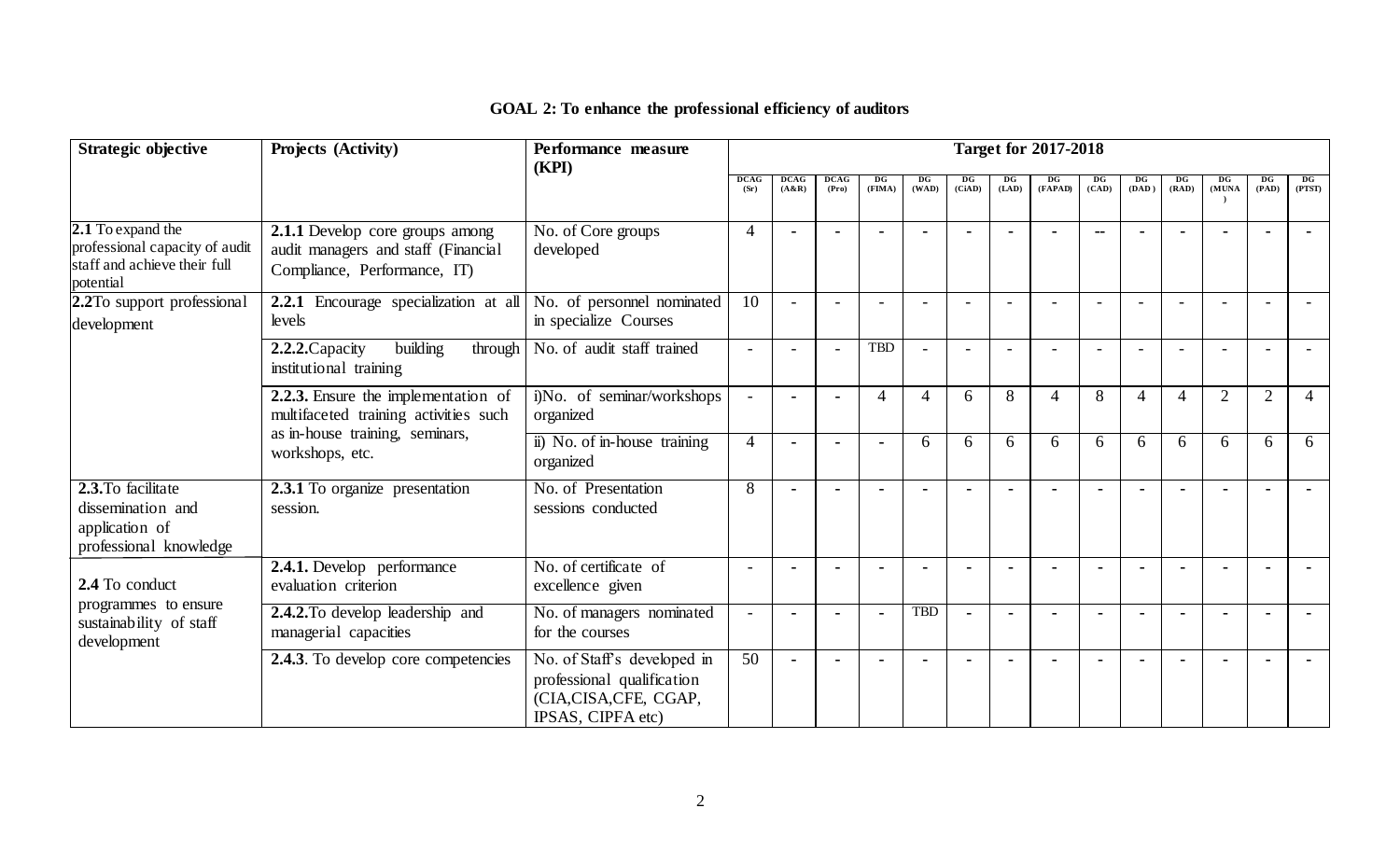**GOAL 2: To enhance the professional efficiency of auditors**

| Strategic objective | Projects (Activity) | Performance measure (KPI) | Target for 2017-2018 | | | | | | | | | | | | | |
|---|---|---|---|---|---|---|---|---|---|---|---|---|---|---|---|---|
| | | | DCAG (Sr) | DCAG (A&R) | DCAG (Pro) | DG (FIMA) | DG (WAD) | DG (CiAD) | DG (LAD) | DG (FAPAD) | DG (CAD) | DG (DAD) | DG (RAD) | DG (MUNA) | DG (PAD) | DG (PTST) |
| **2.1** To expand the professional capacity of audit staff and achieve their full potential | **2.1.1** Develop core groups among audit managers and staff (Financial Compliance, Performance, IT) | No. of Core groups developed | 4 | - | - | - | - | - | - | - | -- | - | - | - | - | - |
| **2.2**To support professional development | **2.2.1** Encourage specialization at all levels | No. of personnel nominated in specialize Courses | 10 | - | - | - | - | - | - | - | - | - | - | - | - | - |
| | **2.2.2.**Capacity building through institutional training | No. of audit staff trained | - | - | - | TBD | - | - | - | - | - | - | - | - | - | - |
| | **2.2.3.** Ensure the implementation of multifaceted training activities such as in-house training, seminars, workshops, etc. | i)No. of seminar/workshops organized | - | - | - | 4 | 4 | 6 | 8 | 4 | 8 | 4 | 4 | 2 | 2 | 4 |
| | | ii) No. of in-house training organized | 4 | - | - | - | 6 | 6 | 6 | 6 | 6 | 6 | 6 | 6 | 6 | 6 |
| **2.3.**To facilitate dissemination and application of professional knowledge | **2.3.1** To organize presentation session. | No. of Presentation sessions conducted | 8 | - | - | - | - | - | - | - | - | - | - | - | - | - |
| **2.4** To conduct programmes to ensure sustainability of staff development | **2.4.1.** Develop performance evaluation criterion | No. of certificate of excellence given | - | - | - | - | - | - | - | - | - | - | - | - | - | - |
| | **2.4.2.**To develop leadership and managerial capacities | No. of managers nominated for the courses | - | - | - | - | TBD | - | - | - | - | - | - | - | - | - |
| | **2.4.3**. To develop core competencies | No. of Staff's developed in professional qualification (CIA,CISA,CFE, CGAP, IPSAS, CIPFA etc) | 50 | - | - | - | - | - | - | - | - | - | - | - | - | - |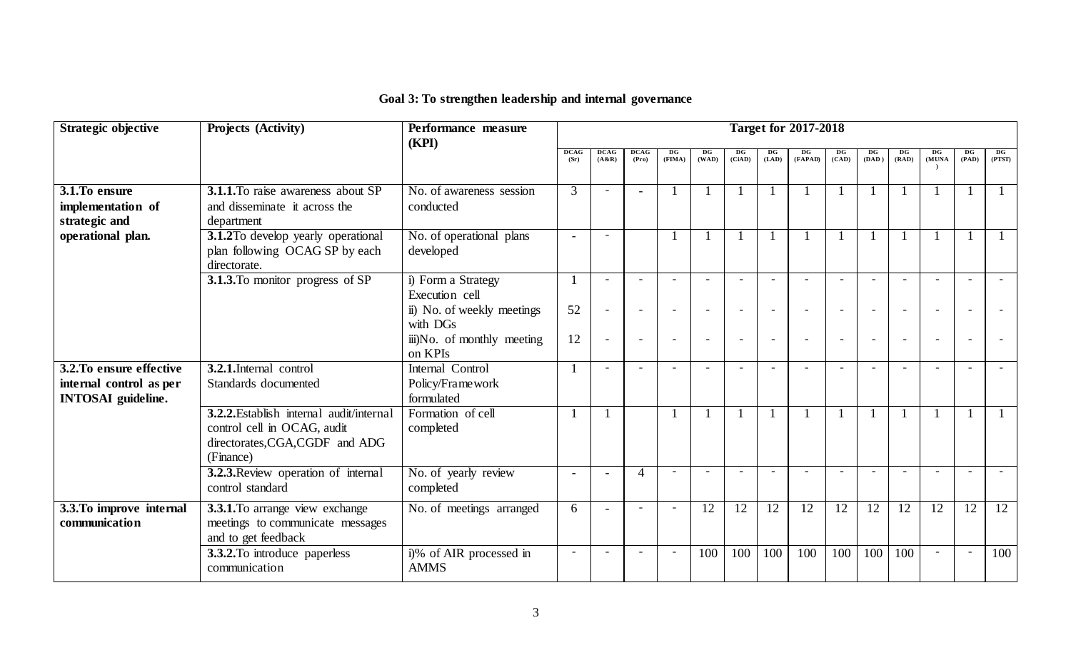## Goal 3: To strengthen leadership and internal governance

| Strategic objective | Projects (Activity) | Performance measure (KPI) | Target for 2017-2018 | | | | | | | | | | | | | |
|---|---|---|---|---|---|---|---|---|---|---|---|---|---|---|---|---|
| | | | DCAG (Sr) | DCAG (A&R) | DCAG (Pro) | DG (FIMA) | DG (WAD) | DG (CiAD) | DG (LAD) | DG (FAPAD) | DG (CAD) | DG (DAD) | DG (RAD) | DG (MUNA) | DG (PAD) | DG (PTST) |
| **3.1.To ensure implementation of strategic and operational plan.** | **3.1.1.**To raise awareness about SP and disseminate it across the department | No. of awareness session conducted | 3 | - | - | 1 | 1 | 1 | 1 | 1 | 1 | 1 | 1 | 1 | 1 | 1 |
| | **3.1.2**To develop yearly operational plan following OCAG SP by each directorate. | No. of operational plans developed | - | - | | 1 | 1 | 1 | 1 | 1 | 1 | 1 | 1 | 1 | 1 | 1 |
| | **3.1.3.**To monitor progress of SP | i) Form a Strategy Execution cell | 1 | - | - | - | - | - | - | - | - | - | - | - | - | - |
| | | ii) No. of weekly meetings with DGs | 52 | - | - | - | - | - | - | - | - | - | - | - | - | - |
| | | iii)No. of monthly meeting on KPIs | 12 | - | - | - | - | - | - | - | - | - | - | - | - | - |
| **3.2.To ensure effective internal control as per INTOSAI guideline.** | **3.2.1.**Internal control Standards documented | Internal Control Policy/Framework formulated | 1 | - | - | - | - | - | - | - | - | - | - | - | - | - |
| | **3.2.2.**Establish internal audit/internal control cell in OCAG, audit directorates,CGA,CGDF and ADG (Finance) | Formation of cell completed | 1 | 1 | | 1 | 1 | 1 | 1 | 1 | 1 | 1 | 1 | 1 | 1 | 1 |
| | **3.2.3.**Review operation of internal control standard | No. of yearly review completed | - | - | 4 | - | - | - | - | - | - | - | - | - | - | - |
| **3.3.To improve internal communication** | **3.3.1.**To arrange view exchange meetings to communicate messages and to get feedback | No. of meetings arranged | 6 | - | - | - | 12 | 12 | 12 | 12 | 12 | 12 | 12 | 12 | 12 | 12 |
| | **3.3.2.**To introduce paperless communication | i)% of AIR processed in AMMS | - | - | - | - | 100 | 100 | 100 | 100 | 100 | 100 | 100 | - | - | 100 |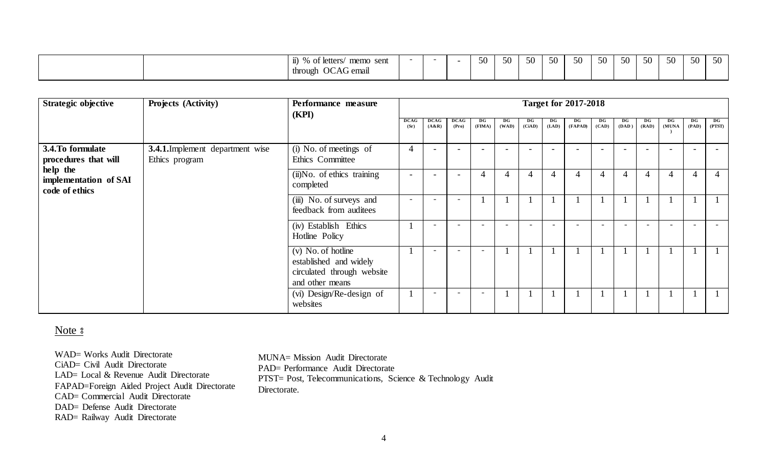| | | | | | | | | | | | | | | | | |
|---|---|---|---|---|---|---|---|---|---|---|---|---|---|---|---|---|
| | | ii) % of letters/ memo sent through OCAG email | - | - | - | 50 | 50 | 50 | 50 | 50 | 50 | 50 | 50 | 50 | 50 | 50 |

| Strategic objective | Projects (Activity) | Performance measure (KPI) | Target for 2017-2018 | | | | | | | | | | | | | |
|---|---|---|---|---|---|---|---|---|---|---|---|---|---|---|---|---|
| | | | DCAG (Sr) | DCAG (A&R) | DCAG (Pro) | DG (FIMA) | DG (WAD) | DG (CiAD) | DG (LAD) | DG (FAPAD) | DG (CAD) | DG (DAD) | DG (RAD) | DG (MUNA) | DG (PAD) | DG (PTST) |
| **3.4.To formulate procedures that will help the implementation of SAI code of ethics** | **3.4.1.**Implement department wise Ethics program | (i) No. of meetings of Ethics Committee | 4 | - | - | - | - | - | - | - | - | - | - | - | - | - |
| | | (ii)No. of ethics training completed | - | - | - | 4 | 4 | 4 | 4 | 4 | 4 | 4 | 4 | 4 | 4 | 4 |
| | | (iii) No. of surveys and feedback from auditees | - | - | - | 1 | 1 | 1 | 1 | 1 | 1 | 1 | 1 | 1 | 1 | 1 |
| | | (iv) Establish Ethics Hotline Policy | 1 | - | - | - | - | - | - | - | - | - | - | - | - | - |
| | | (v) No. of hotline established and widely circulated through website and other means | 1 | - | - | - | 1 | 1 | 1 | 1 | 1 | 1 | 1 | 1 | 1 | 1 |
| | | (vi) Design/Re-design of websites | 1 | - | - | - | 1 | 1 | 1 | 1 | 1 | 1 | 1 | 1 | 1 | 1 |

Note :

WAD= Works Audit Directorate
CiAD= Civil Audit Directorate
LAD= Local & Revenue Audit Directorate
FAPAD=Foreign Aided Project Audit Directorate
CAD= Commercial Audit Directorate
DAD= Defense Audit Directorate
RAD= Railway Audit Directorate

MUNA= Mission Audit Directorate
PAD= Performance Audit Directorate
PTST= Post, Telecommunications, Science & Technology Audit Directorate.